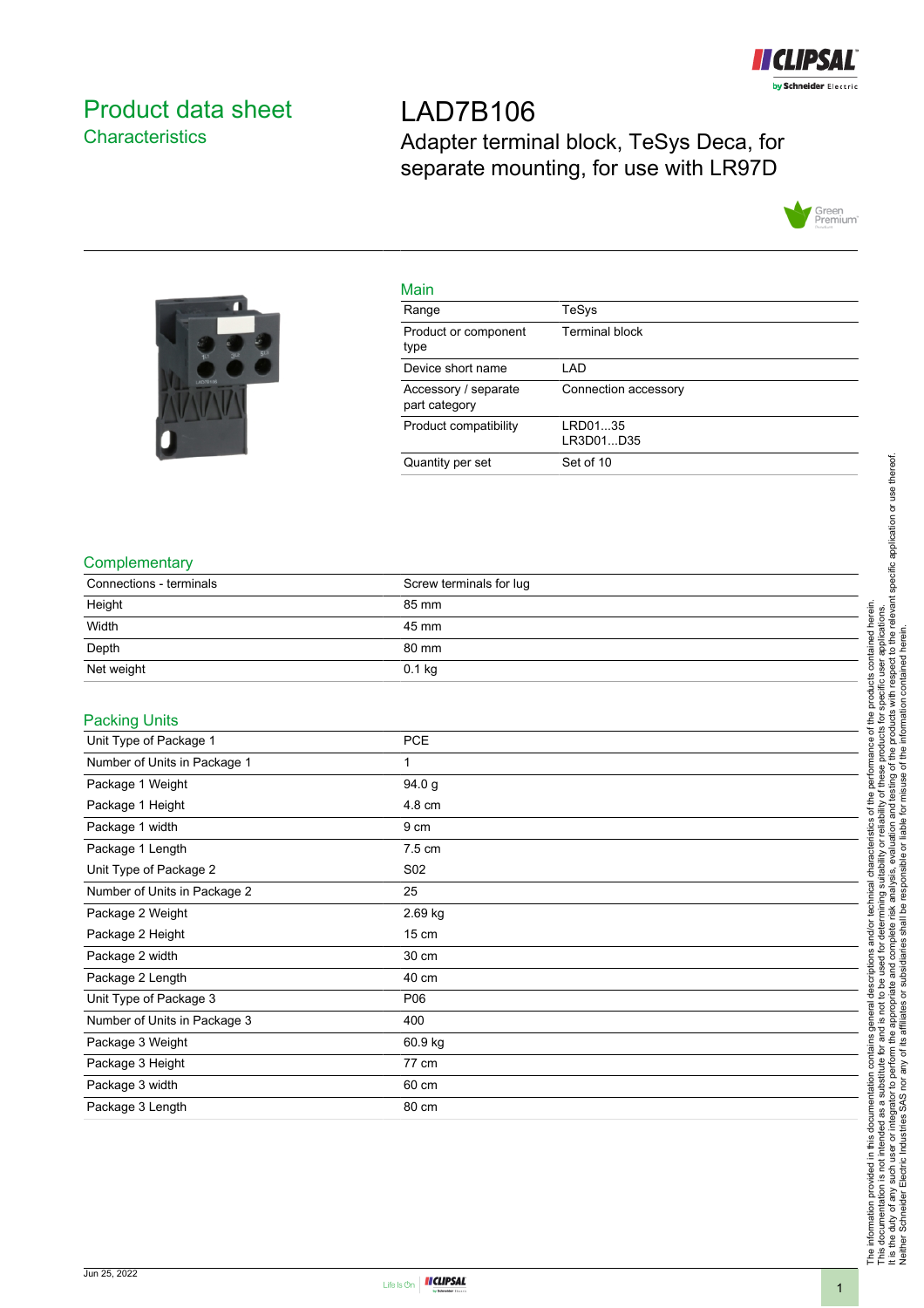# Product data sheet

## Characteristics

# LAD7B106

Adapter terminal block, TeSys Deca, for separate mounting, for use with LR97D

## Main

| | |
|---|---|
| Range | TeSys |
| Product or component type | Terminal block |
| Device short name | LAD |
| Accessory / separate part category | Connection accessory |
| Product compatibility | LRD01...35<br>LR3D01...D35 |
| Quantity per set | Set of 10 |

## Complementary

| | |
|---|---|
| Connections - terminals | Screw terminals for lug |
| Height | 85 mm |
| Width | 45 mm |
| Depth | 80 mm |
| Net weight | 0.1 kg |

## Packing Units

| | |
|---|---|
| Unit Type of Package 1 | PCE |
| Number of Units in Package 1 | 1 |
| Package 1 Weight | 94.0 g |
| Package 1 Height | 4.8 cm |
| Package 1 width | 9 cm |
| Package 1 Length | 7.5 cm |
| Unit Type of Package 2 | S02 |
| Number of Units in Package 2 | 25 |
| Package 2 Weight | 2.69 kg |
| Package 2 Height | 15 cm |
| Package 2 width | 30 cm |
| Package 2 Length | 40 cm |
| Unit Type of Package 3 | P06 |
| Number of Units in Package 3 | 400 |
| Package 3 Weight | 60.9 kg |
| Package 3 Height | 77 cm |
| Package 3 width | 60 cm |
| Package 3 Length | 80 cm |

The information provided in this documentation contains general descriptions and/or technical characteristics of the performance of the products contained herein. This documentation is not intended as a substitute for and is not to be used for determining suitability or reliability of these products for specific user applications. It is the duty of any such user or integrator to perform the appropriate and complete risk analysis, evaluation and testing of the products with respect to the relevant specific application or use thereof. Neither Schneider Electric Industries SAS nor any of its affiliates or subsidiaries shall be responsible or liable for misuse of the information contained herein.

Jun 25, 2022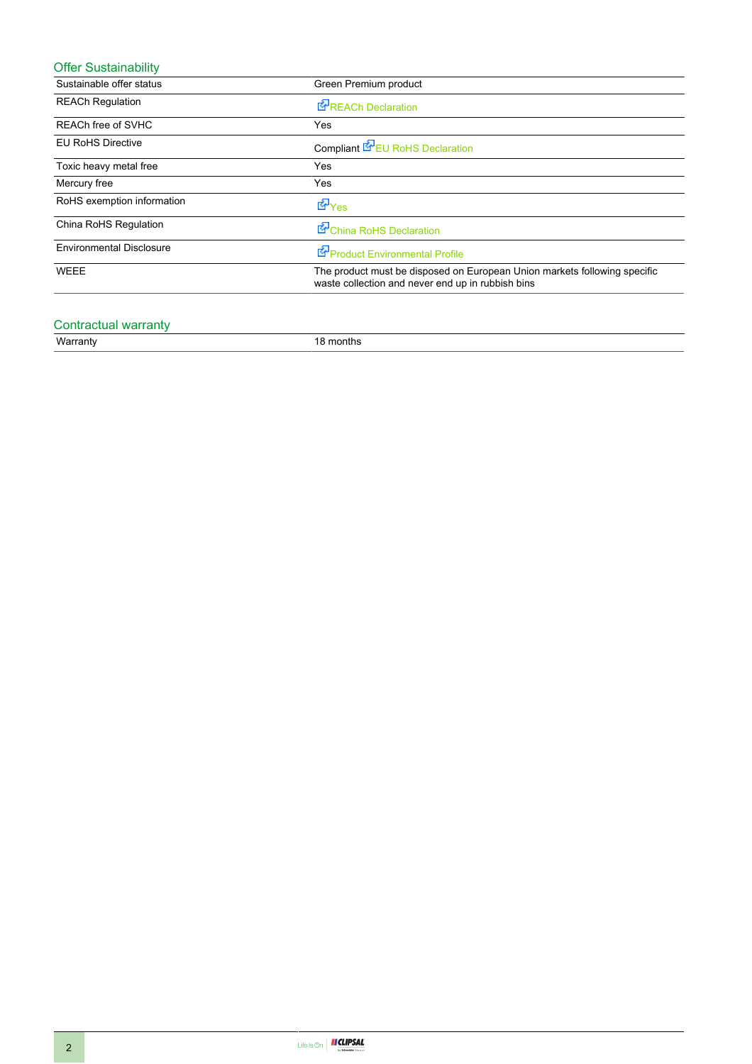## Offer Sustainability

| | |
|---|---|
| Sustainable offer status | Green Premium product |
| REACh Regulation | REACh Declaration |
| REACh free of SVHC | Yes |
| EU RoHS Directive | Compliant EU RoHS Declaration |
| Toxic heavy metal free | Yes |
| Mercury free | Yes |
| RoHS exemption information | Yes |
| China RoHS Regulation | China RoHS Declaration |
| Environmental Disclosure | Product Environmental Profile |
| WEEE | The product must be disposed on European Union markets following specific waste collection and never end up in rubbish bins |

## Contractual warranty

| | |
|---|---|
| Warranty | 18 months |